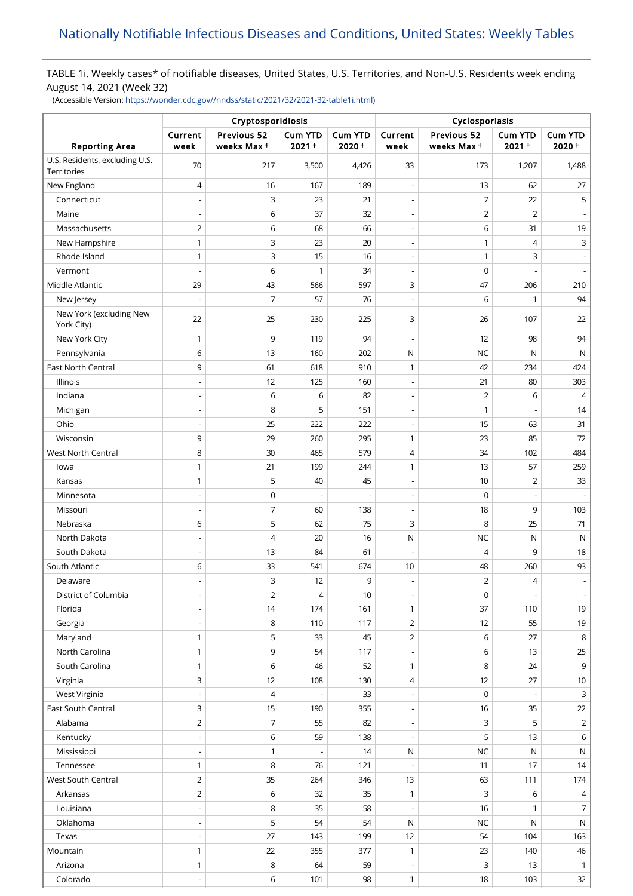# Nationally Notifiable Infectious Diseases and Conditions, United States: Weekly Tables

TABLE 1i. Weekly cases* of notifiable diseases, United States, U.S. Territories, and Non-U.S. Residents week ending August 14, 2021 (Week 32)

(Accessible Version: https://wonder.cdc.gov//nndss/static/2021/32/2021-32-table1i.html)

| | Cryptosporidiosis | | | | Cyclosporiasis | | | |
|---|---|---|---|---|---|---|---|---|
| Reporting Area | Current week | Previous 52 weeks Max † | Cum YTD 2021 † | Cum YTD 2020 † | Current week | Previous 52 weeks Max † | Cum YTD 2021 † | Cum YTD 2020 † |
| U.S. Residents, excluding U.S. Territories | 70 | 217 | 3,500 | 4,426 | 33 | 173 | 1,207 | 1,488 |
| New England | 4 | 16 | 167 | 189 | - | 13 | 62 | 27 |
| Connecticut | - | 3 | 23 | 21 | - | 7 | 22 | 5 |
| Maine | - | 6 | 37 | 32 | - | 2 | 2 | - |
| Massachusetts | 2 | 6 | 68 | 66 | - | 6 | 31 | 19 |
| New Hampshire | 1 | 3 | 23 | 20 | - | 1 | 4 | 3 |
| Rhode Island | 1 | 3 | 15 | 16 | - | 1 | 3 | - |
| Vermont | - | 6 | 1 | 34 | - | 0 | - | - |
| Middle Atlantic | 29 | 43 | 566 | 597 | 3 | 47 | 206 | 210 |
| New Jersey | - | 7 | 57 | 76 | - | 6 | 1 | 94 |
| New York (excluding New York City) | 22 | 25 | 230 | 225 | 3 | 26 | 107 | 22 |
| New York City | 1 | 9 | 119 | 94 | - | 12 | 98 | 94 |
| Pennsylvania | 6 | 13 | 160 | 202 | N | NC | N | N |
| East North Central | 9 | 61 | 618 | 910 | 1 | 42 | 234 | 424 |
| Illinois | - | 12 | 125 | 160 | - | 21 | 80 | 303 |
| Indiana | - | 6 | 6 | 82 | - | 2 | 6 | 4 |
| Michigan | - | 8 | 5 | 151 | - | 1 | - | 14 |
| Ohio | - | 25 | 222 | 222 | - | 15 | 63 | 31 |
| Wisconsin | 9 | 29 | 260 | 295 | 1 | 23 | 85 | 72 |
| West North Central | 8 | 30 | 465 | 579 | 4 | 34 | 102 | 484 |
| Iowa | 1 | 21 | 199 | 244 | 1 | 13 | 57 | 259 |
| Kansas | 1 | 5 | 40 | 45 | - | 10 | 2 | 33 |
| Minnesota | - | 0 | - | - | - | 0 | - | - |
| Missouri | - | 7 | 60 | 138 | - | 18 | 9 | 103 |
| Nebraska | 6 | 5 | 62 | 75 | 3 | 8 | 25 | 71 |
| North Dakota | - | 4 | 20 | 16 | N | NC | N | N |
| South Dakota | - | 13 | 84 | 61 | - | 4 | 9 | 18 |
| South Atlantic | 6 | 33 | 541 | 674 | 10 | 48 | 260 | 93 |
| Delaware | - | 3 | 12 | 9 | - | 2 | 4 | - |
| District of Columbia | - | 2 | 4 | 10 | - | 0 | - | - |
| Florida | - | 14 | 174 | 161 | 1 | 37 | 110 | 19 |
| Georgia | - | 8 | 110 | 117 | 2 | 12 | 55 | 19 |
| Maryland | 1 | 5 | 33 | 45 | 2 | 6 | 27 | 8 |
| North Carolina | 1 | 9 | 54 | 117 | - | 6 | 13 | 25 |
| South Carolina | 1 | 6 | 46 | 52 | 1 | 8 | 24 | 9 |
| Virginia | 3 | 12 | 108 | 130 | 4 | 12 | 27 | 10 |
| West Virginia | - | 4 | - | 33 | - | 0 | - | 3 |
| East South Central | 3 | 15 | 190 | 355 | - | 16 | 35 | 22 |
| Alabama | 2 | 7 | 55 | 82 | - | 3 | 5 | 2 |
| Kentucky | - | 6 | 59 | 138 | - | 5 | 13 | 6 |
| Mississippi | - | 1 | - | 14 | N | NC | N | N |
| Tennessee | 1 | 8 | 76 | 121 | - | 11 | 17 | 14 |
| West South Central | 2 | 35 | 264 | 346 | 13 | 63 | 111 | 174 |
| Arkansas | 2 | 6 | 32 | 35 | 1 | 3 | 6 | 4 |
| Louisiana | - | 8 | 35 | 58 | - | 16 | 1 | 7 |
| Oklahoma | - | 5 | 54 | 54 | N | NC | N | N |
| Texas | - | 27 | 143 | 199 | 12 | 54 | 104 | 163 |
| Mountain | 1 | 22 | 355 | 377 | 1 | 23 | 140 | 46 |
| Arizona | 1 | 8 | 64 | 59 | - | 3 | 13 | 1 |
| Colorado | - | 6 | 101 | 98 | 1 | 18 | 103 | 32 |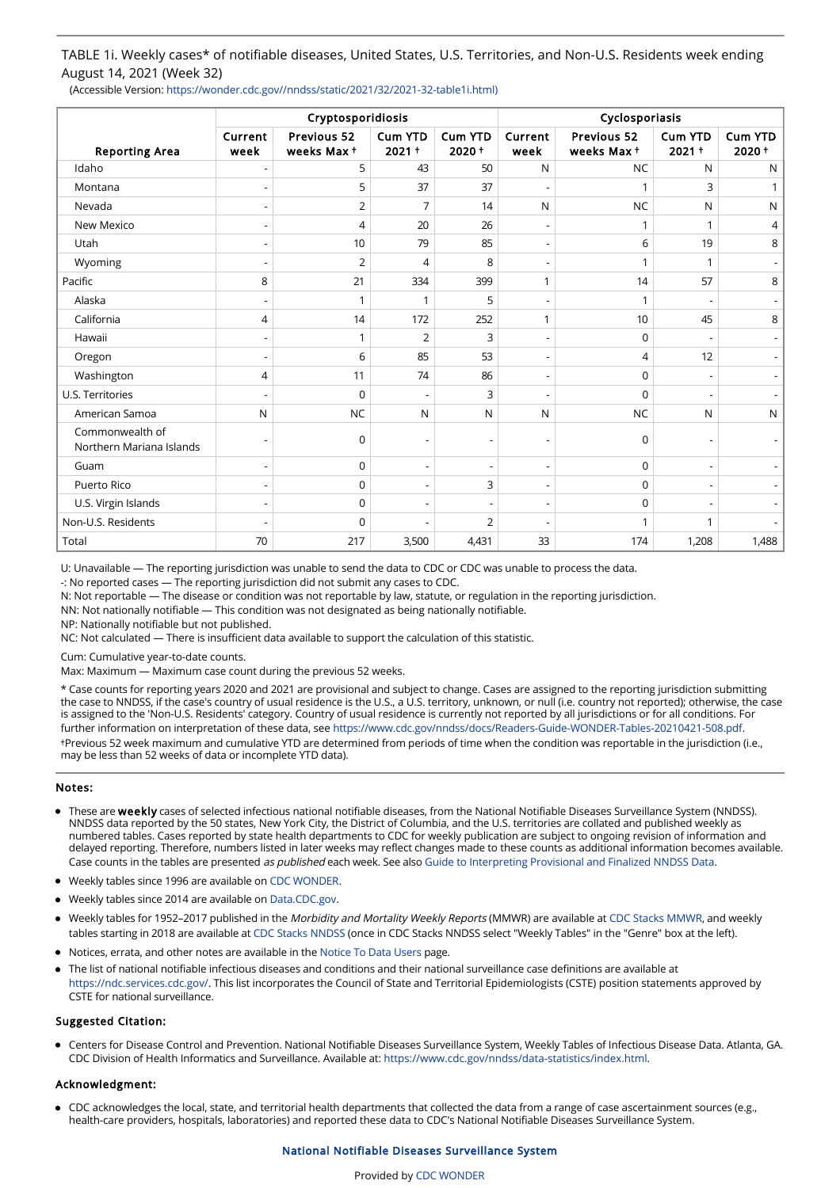TABLE 1i. Weekly cases* of notifiable diseases, United States, U.S. Territories, and Non-U.S. Residents week ending August 14, 2021 (Week 32)

(Accessible Version: https://wonder.cdc.gov//nndss/static/2021/32/2021-32-table1i.html)

| Reporting Area | Cryptosporidiosis | | | | Cyclosporiasis | | | |
|---|---|---|---|---|---|---|---|---|
| | Current week | Previous 52 weeks Max † | Cum YTD 2021 † | Cum YTD 2020 † | Current week | Previous 52 weeks Max † | Cum YTD 2021 † | Cum YTD 2020 † |
| Idaho | - | 5 | 43 | 50 | N | NC | N | N |
| Montana | - | 5 | 37 | 37 | - | 1 | 3 | 1 |
| Nevada | - | 2 | 7 | 14 | N | NC | N | N |
| New Mexico | - | 4 | 20 | 26 | - | 1 | 1 | 4 |
| Utah | - | 10 | 79 | 85 | - | 6 | 19 | 8 |
| Wyoming | - | 2 | 4 | 8 | - | 1 | 1 | - |
| Pacific | 8 | 21 | 334 | 399 | 1 | 14 | 57 | 8 |
| Alaska | - | 1 | 1 | 5 | - | 1 | - | - |
| California | 4 | 14 | 172 | 252 | 1 | 10 | 45 | 8 |
| Hawaii | - | 1 | 2 | 3 | - | 0 | - | - |
| Oregon | - | 6 | 85 | 53 | - | 4 | 12 | - |
| Washington | 4 | 11 | 74 | 86 | - | 0 | - | - |
| U.S. Territories | - | 0 | - | 3 | - | 0 | - | - |
| American Samoa | N | NC | N | N | N | NC | N | N |
| Commonwealth of Northern Mariana Islands | - | 0 | - | - | - | 0 | - | - |
| Guam | - | 0 | - | - | - | 0 | - | - |
| Puerto Rico | - | 0 | - | 3 | - | 0 | - | - |
| U.S. Virgin Islands | - | 0 | - | - | - | 0 | - | - |
| Non-U.S. Residents | - | 0 | - | 2 | - | 1 | 1 | - |
| Total | 70 | 217 | 3,500 | 4,431 | 33 | 174 | 1,208 | 1,488 |

U: Unavailable — The reporting jurisdiction was unable to send the data to CDC or CDC was unable to process the data.

-: No reported cases — The reporting jurisdiction did not submit any cases to CDC.

N: Not reportable — The disease or condition was not reportable by law, statute, or regulation in the reporting jurisdiction.

NN: Not nationally notifiable — This condition was not designated as being nationally notifiable.

NP: Nationally notifiable but not published.

NC: Not calculated — There is insufficient data available to support the calculation of this statistic.

Cum: Cumulative year-to-date counts.

Max: Maximum — Maximum case count during the previous 52 weeks.

* Case counts for reporting years 2020 and 2021 are provisional and subject to change. Cases are assigned to the reporting jurisdiction submitting the case to NNDSS, if the case's country of usual residence is the U.S., a U.S. territory, unknown, or null (i.e. country not reported); otherwise, the case is assigned to the 'Non-U.S. Residents' category. Country of usual residence is currently not reported by all jurisdictions or for all conditions. For further information on interpretation of these data, see https://www.cdc.gov/nndss/docs/Readers-Guide-WONDER-Tables-20210421-508.pdf.

†Previous 52 week maximum and cumulative YTD are determined from periods of time when the condition was reportable in the jurisdiction (i.e., may be less than 52 weeks of data or incomplete YTD data).

### Notes:

- These are **weekly** cases of selected infectious national notifiable diseases, from the National Notifiable Diseases Surveillance System (NNDSS). NNDSS data reported by the 50 states, New York City, the District of Columbia, and the U.S. territories are collated and published weekly as numbered tables. Cases reported by state health departments to CDC for weekly publication are subject to ongoing revision of information and delayed reporting. Therefore, numbers listed in later weeks may reflect changes made to these counts as additional information becomes available. Case counts in the tables are presented *as published* each week. See also Guide to Interpreting Provisional and Finalized NNDSS Data.
- Weekly tables since 1996 are available on CDC WONDER.
- Weekly tables since 2014 are available on Data.CDC.gov.
- Weekly tables for 1952–2017 published in the *Morbidity and Mortality Weekly Reports* (MMWR) are available at CDC Stacks MMWR, and weekly tables starting in 2018 are available at CDC Stacks NNDSS (once in CDC Stacks NNDSS select "Weekly Tables" in the "Genre" box at the left).
- Notices, errata, and other notes are available in the Notice To Data Users page.
- The list of national notifiable infectious diseases and conditions and their national surveillance case definitions are available at https://ndc.services.cdc.gov/. This list incorporates the Council of State and Territorial Epidemiologists (CSTE) position statements approved by CSTE for national surveillance.

### Suggested Citation:

- Centers for Disease Control and Prevention. National Notifiable Diseases Surveillance System, Weekly Tables of Infectious Disease Data. Atlanta, GA. CDC Division of Health Informatics and Surveillance. Available at: https://www.cdc.gov/nndss/data-statistics/index.html.

### Acknowledgment:

- CDC acknowledges the local, state, and territorial health departments that collected the data from a range of case ascertainment sources (e.g., health-care providers, hospitals, laboratories) and reported these data to CDC's National Notifiable Diseases Surveillance System.

National Notifiable Diseases Surveillance System

Provided by CDC WONDER